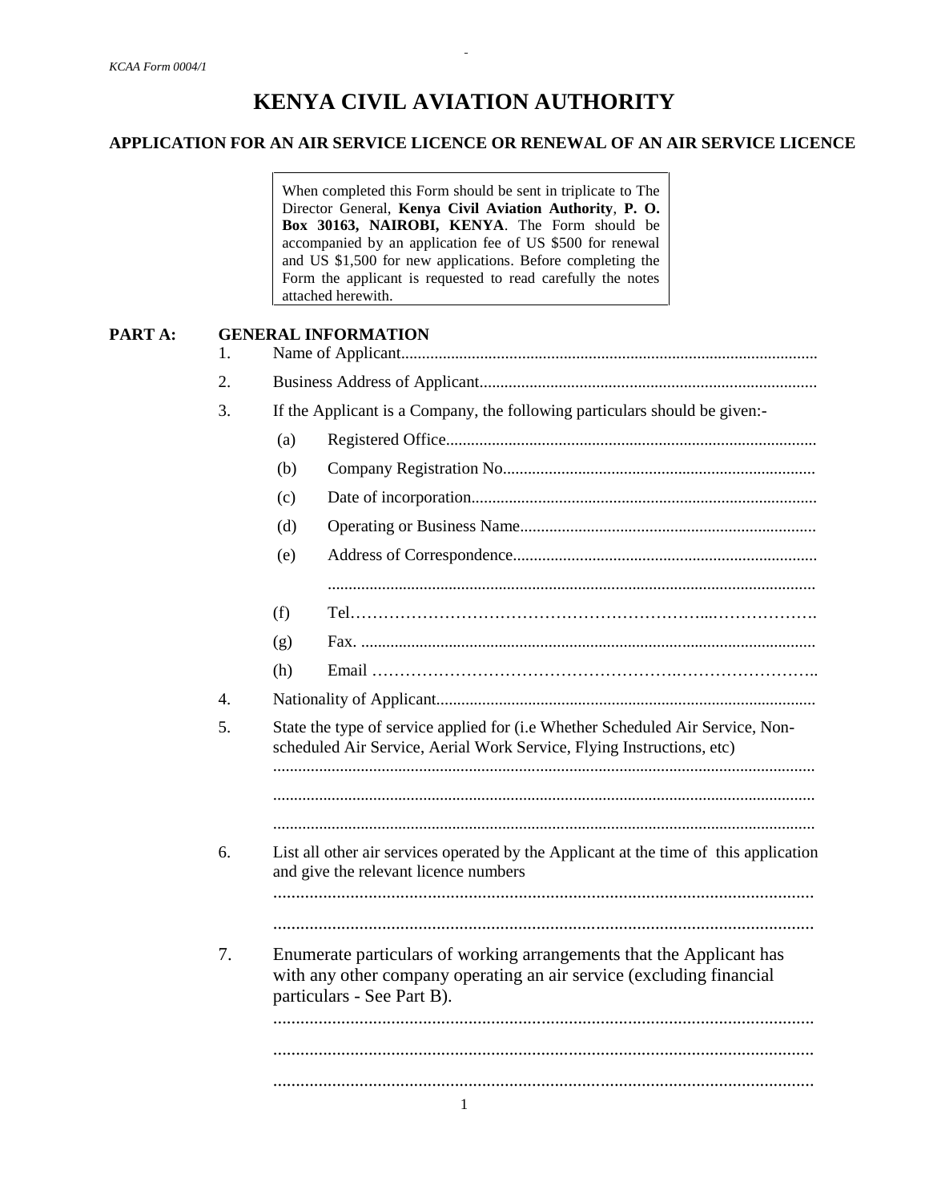*KCAA Form 0004/1*

# KENYA CIVIL AVIATION AUTHORITY

## APPLICATION FOR AN AIR SERVICE LICENCE OR RENEWAL OF AN AIR SERVICE LICENCE

> When completed this Form should be sent in triplicate to The Director General, **Kenya Civil Aviation Authority**, **P. O. Box 30163, NAIROBI, KENYA**. The Form should be accompanied by an application fee of US $500 for renewal and US $1,500 for new applications. Before completing the Form the applicant is requested to read carefully the notes attached herewith.

**PART A: GENERAL INFORMATION**

1. Name of Applicant..................................................................................................

2. Business Address of Applicant................................................................................

3. If the Applicant is a Company, the following particulars should be given:-

   (a) Registered Office........................................................................................

   (b) Company Registration No...........................................................................

   (c) Date of incorporation..................................................................................

   (d) Operating or Business Name......................................................................

   (e) Address of Correspondence........................................................................

   ....................................................................................................................

   (f) Tel……………………………………………………………...……………….

   (g) Fax. ............................................................................................................

   (h) Email ……………………………………………….……………………..

4. Nationality of Applicant..........................................................................................

5. State the type of service applied for (i.e Whether Scheduled Air Service, Non-scheduled Air Service, Aerial Work Service, Flying Instructions, etc)

   ................................................................................................................................

   ................................................................................................................................

   ................................................................................................................................

6. List all other air services operated by the Applicant at the time of this application and give the relevant licence numbers

   ................................................................................................................................

   ................................................................................................................................

7. Enumerate particulars of working arrangements that the Applicant has with any other company operating an air service (excluding financial particulars - See Part B).

   ................................................................................................................................

   ................................................................................................................................

   ................................................................................................................................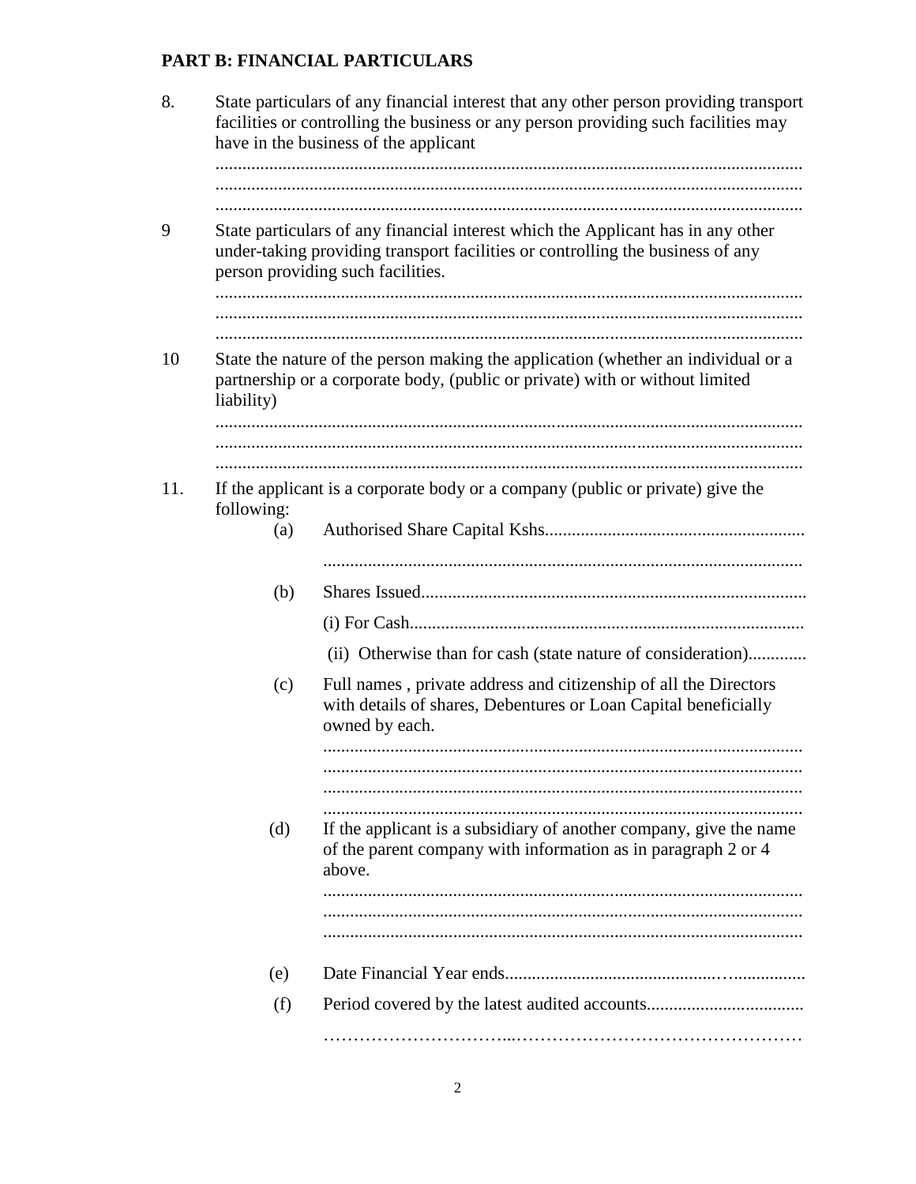## PART B: FINANCIAL PARTICULARS

8. State particulars of any financial interest that any other person providing transport facilities or controlling the business or any person providing such facilities may have in the business of the applicant

   ..................................................................................................................................
   ..................................................................................................................................
   ..................................................................................................................................

9 State particulars of any financial interest which the Applicant has in any other under-taking providing transport facilities or controlling the business of any person providing such facilities.

   ..................................................................................................................................
   ..................................................................................................................................
   ..................................................................................................................................

10 State the nature of the person making the application (whether an individual or a partnership or a corporate body, (public or private) with or without limited liability)

   ..................................................................................................................................
   ..................................................................................................................................
   ..................................................................................................................................

11. If the applicant is a corporate body or a company (public or private) give the following:

   (a) Authorised Share Capital Kshs..........................................................

   ..........................................................................................................

   (b) Shares Issued.......................................................................................

   (i) For Cash........................................................................................

   (ii) Otherwise than for cash (state nature of consideration).............

   (c) Full names , private address and citizenship of all the Directors with details of shares, Debentures or Loan Capital beneficially owned by each.

   ..........................................................................................................
   ..........................................................................................................
   ..........................................................................................................
   ..........................................................................................................

   (d) If the applicant is a subsidiary of another company, give the name of the parent company with information as in paragraph 2 or 4 above.

   ..........................................................................................................
   ..........................................................................................................
   ..........................................................................................................

   (e) Date Financial Year ends.................................................…...............

   (f) Period covered by the latest audited accounts...................................

   …………………………...…………………………………………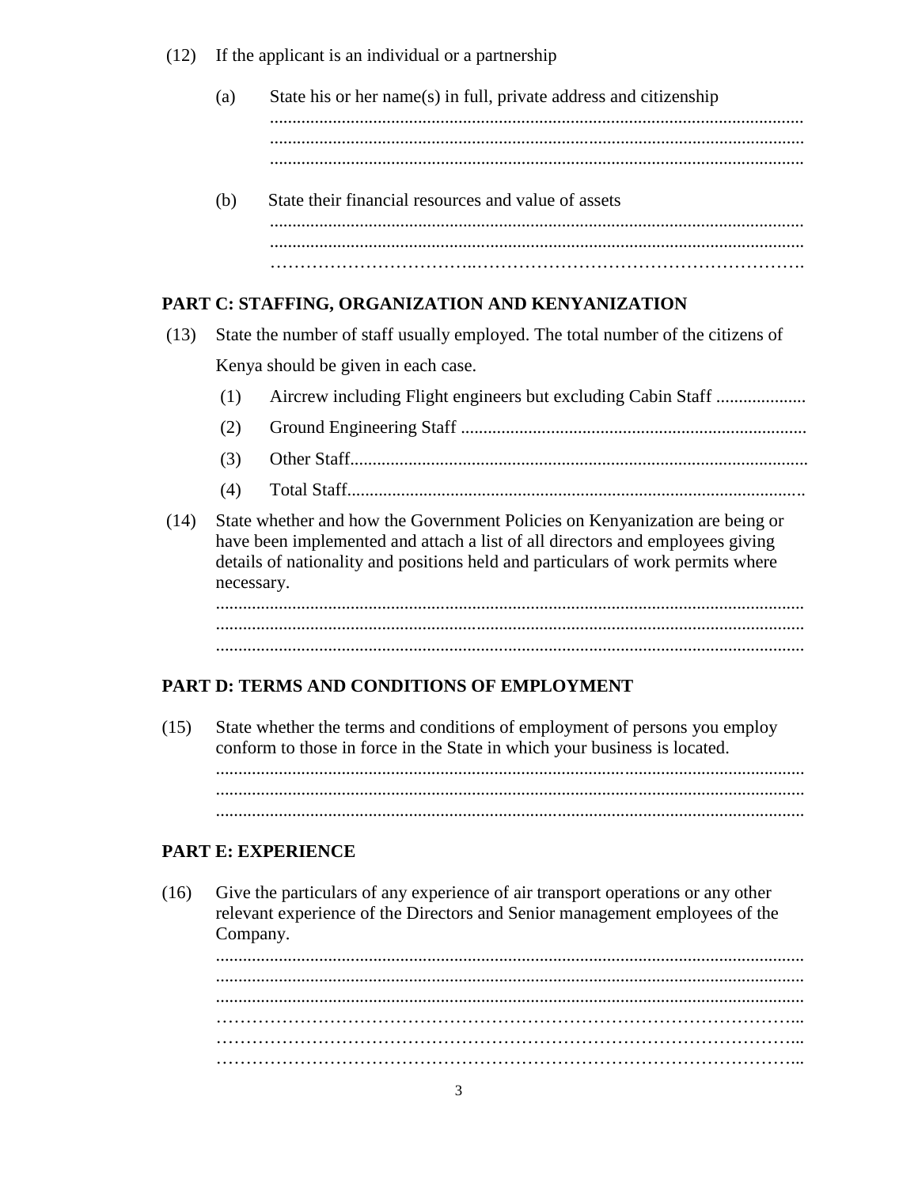(12) If the applicant is an individual or a partnership

(a) State his or her name(s) in full, private address and citizenship

.......................................................................................................................
.......................................................................................................................
.......................................................................................................................

(b) State their financial resources and value of assets

.......................................................................................................................
.......................................................................................................................
.......................................................................................................................

## PART C: STAFFING, ORGANIZATION AND KENYANIZATION

(13) State the number of staff usually employed. The total number of the citizens of Kenya should be given in each case.

(1) Aircrew including Flight engineers but excluding Cabin Staff ....................

(2) Ground Engineering Staff .............................................................................

(3) Other Staff......................................................................................................

(4) Total Staff......................................................................................................

(14) State whether and how the Government Policies on Kenyanization are being or have been implemented and attach a list of all directors and employees giving details of nationality and positions held and particulars of work permits where necessary.

.......................................................................................................................
.......................................................................................................................
.......................................................................................................................

## PART D: TERMS AND CONDITIONS OF EMPLOYMENT

(15) State whether the terms and conditions of employment of persons you employ conform to those in force in the State in which your business is located.

.......................................................................................................................
.......................................................................................................................
.......................................................................................................................

## PART E: EXPERIENCE

(16) Give the particulars of any experience of air transport operations or any other relevant experience of the Directors and Senior management employees of the Company.

.......................................................................................................................
.......................................................................................................................
.......................................................................................................................
.......................................................................................................................
.......................................................................................................................
.......................................................................................................................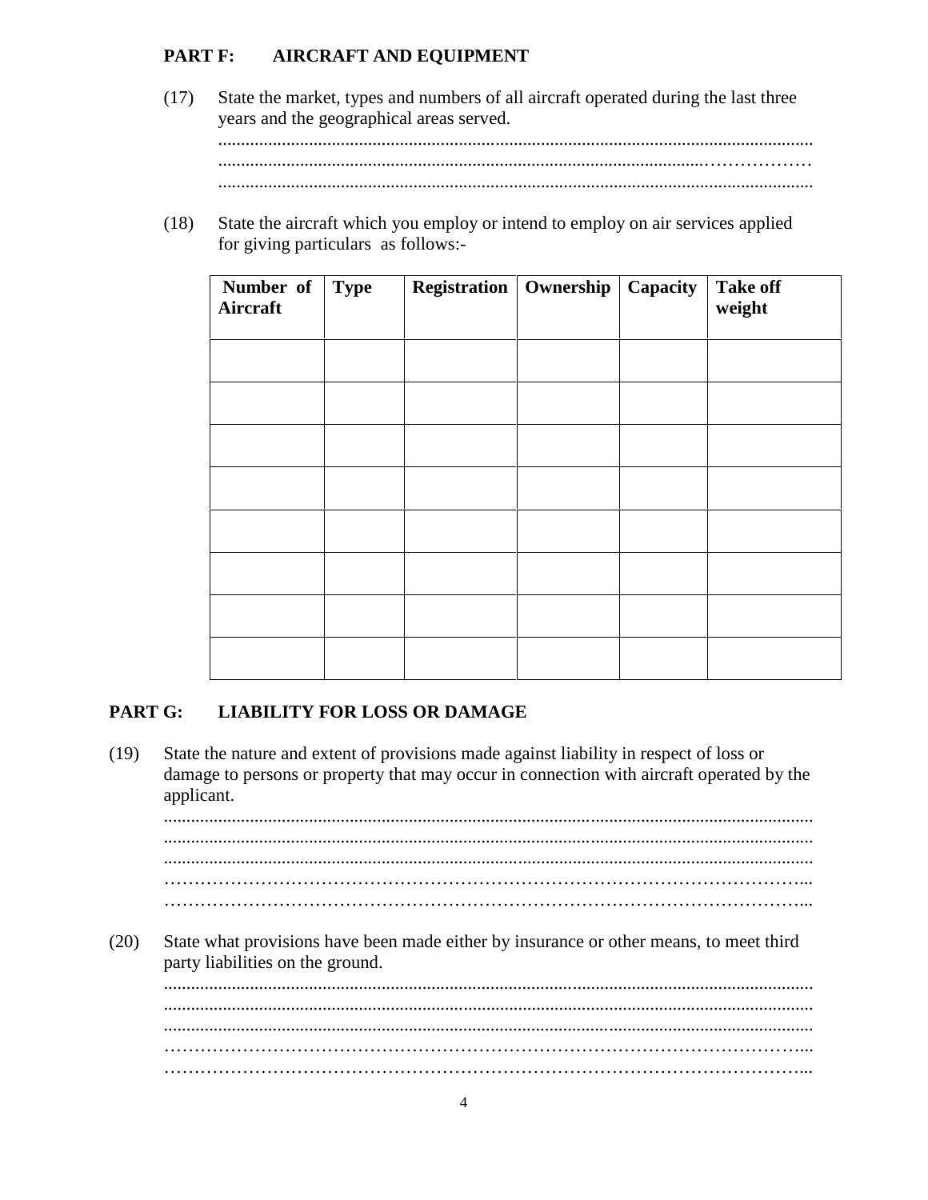## PART F: AIRCRAFT AND EQUIPMENT

(17) State the market, types and numbers of all aircraft operated during the last three years and the geographical areas served.

..................................................................................................................................
..................................................................................................................................
..................................................................................................................................

(18) State the aircraft which you employ or intend to employ on air services applied for giving particulars as follows:-

| Number of Aircraft | Type | Registration | Ownership | Capacity | Take off weight |
|---|---|---|---|---|---|
| | | | | | |
| | | | | | |
| | | | | | |
| | | | | | |
| | | | | | |
| | | | | | |
| | | | | | |
| | | | | | |

## PART G: LIABILITY FOR LOSS OR DAMAGE

(19) State the nature and extent of provisions made against liability in respect of loss or damage to persons or property that may occur in connection with aircraft operated by the applicant.

..................................................................................................................................
..................................................................................................................................
..................................................................................................................................
..................................................................................................................................
..................................................................................................................................

(20) State what provisions have been made either by insurance or other means, to meet third party liabilities on the ground.

..................................................................................................................................
..................................................................................................................................
..................................................................................................................................
..................................................................................................................................
..................................................................................................................................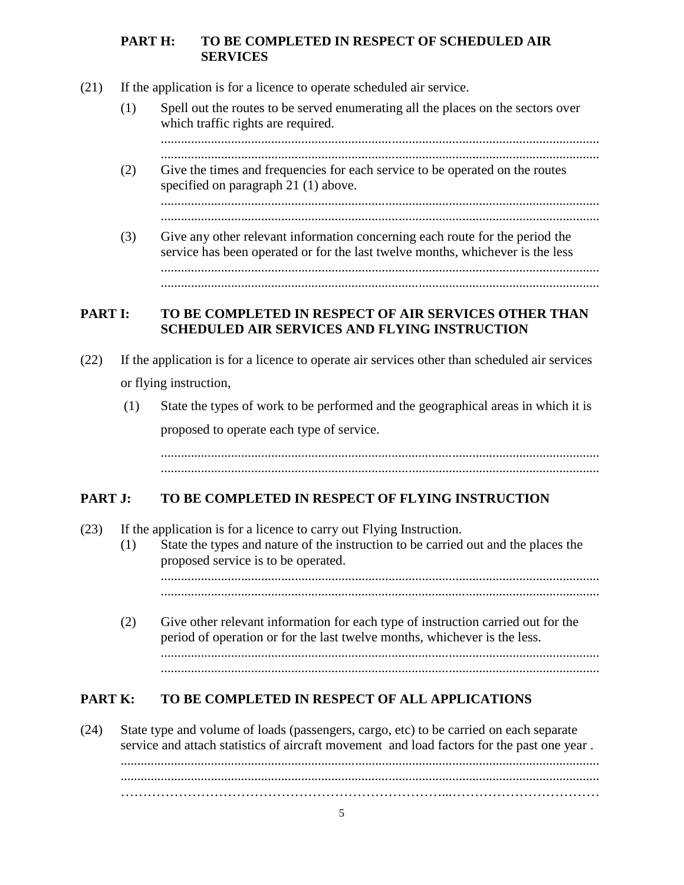## PART H: TO BE COMPLETED IN RESPECT OF SCHEDULED AIR SERVICES

(21) If the application is for a licence to operate scheduled air service.

(1) Spell out the routes to be served enumerating all the places on the sectors over which traffic rights are required.

..................................................................................................................................
..................................................................................................................................

(2) Give the times and frequencies for each service to be operated on the routes specified on paragraph 21 (1) above.

..................................................................................................................................
..................................................................................................................................

(3) Give any other relevant information concerning each route for the period the service has been operated or for the last twelve months, whichever is the less

..................................................................................................................................
..................................................................................................................................

## PART I: TO BE COMPLETED IN RESPECT OF AIR SERVICES OTHER THAN SCHEDULED AIR SERVICES AND FLYING INSTRUCTION

(22) If the application is for a licence to operate air services other than scheduled air services or flying instruction,

(1) State the types of work to be performed and the geographical areas in which it is proposed to operate each type of service.

..................................................................................................................................
..................................................................................................................................

## PART J: TO BE COMPLETED IN RESPECT OF FLYING INSTRUCTION

(23) If the application is for a licence to carry out Flying Instruction.

(1) State the types and nature of the instruction to be carried out and the places the proposed service is to be operated.

..................................................................................................................................
..................................................................................................................................

(2) Give other relevant information for each type of instruction carried out for the period of operation or for the last twelve months, whichever is the less.

..................................................................................................................................
..................................................................................................................................

## PART K: TO BE COMPLETED IN RESPECT OF ALL APPLICATIONS

(24) State type and volume of loads (passengers, cargo, etc) to be carried on each separate service and attach statistics of aircraft movement and load factors for the past one year .

..................................................................................................................................
..................................................................................................................................
..................................................................................................................................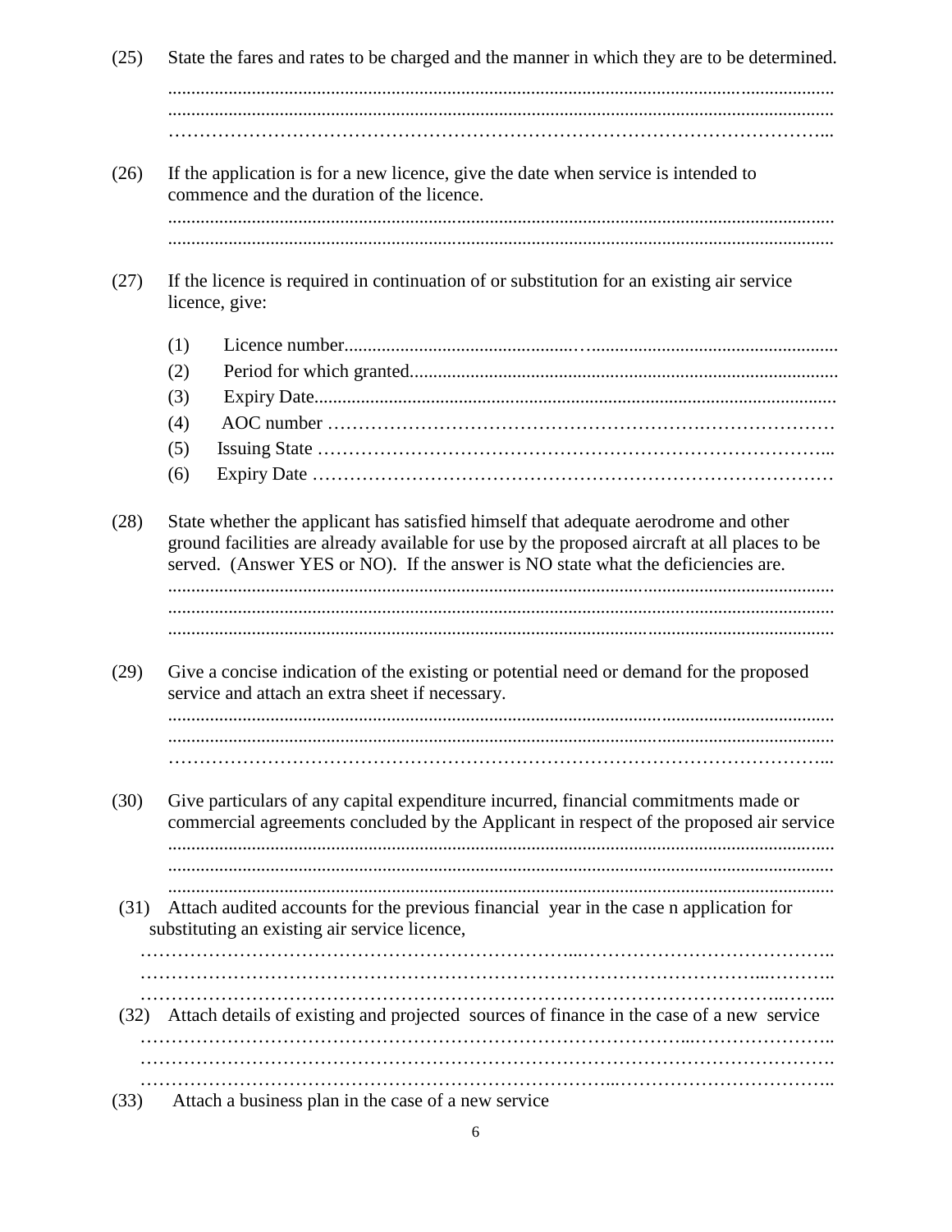(25) State the fares and rates to be charged and the manner in which they are to be determined.

.............................................................................................................................................
.............................................................................................................................................
……………………………………………………………………………………………...

(26) If the application is for a new licence, give the date when service is intended to commence and the duration of the licence.

.............................................................................................................................................
.............................................................................................................................................

(27) If the licence is required in continuation of or substitution for an existing air service licence, give:

(1) Licence number..........................................................................................................
(2) Period for which granted...........................................................................................
(3) Expiry Date...............................................................................................................
(4) AOC number ……………………………………………………………………………
(5) Issuing State …………………………………………………………………………...
(6) Expiry Date ……………………………………………………………………………

(28) State whether the applicant has satisfied himself that adequate aerodrome and other ground facilities are already available for use by the proposed aircraft at all places to be served. (Answer YES or NO). If the answer is NO state what the deficiencies are.

.............................................................................................................................................
.............................................................................................................................................
.............................................................................................................................................

(29) Give a concise indication of the existing or potential need or demand for the proposed service and attach an extra sheet if necessary.

.............................................................................................................................................
.............................................................................................................................................
……………………………………………………………………………………………...

(30) Give particulars of any capital expenditure incurred, financial commitments made or commercial agreements concluded by the Applicant in respect of the proposed air service

.............................................................................................................................................
.............................................................................................................................................
.............................................................................................................................................

(31) Attach audited accounts for the previous financial year in the case n application for substituting an existing air service licence,

……………………………………………………………………………………………………..
……………………………………………………………………………………………………..
……………………………………………………………………………………………………..

(32) Attach details of existing and projected sources of finance in the case of a new service

……………………………………………………………………………………………………..
……………………………………………………………………………………………………..
……………………………………………………………………………………………………..

(33) Attach a business plan in the case of a new service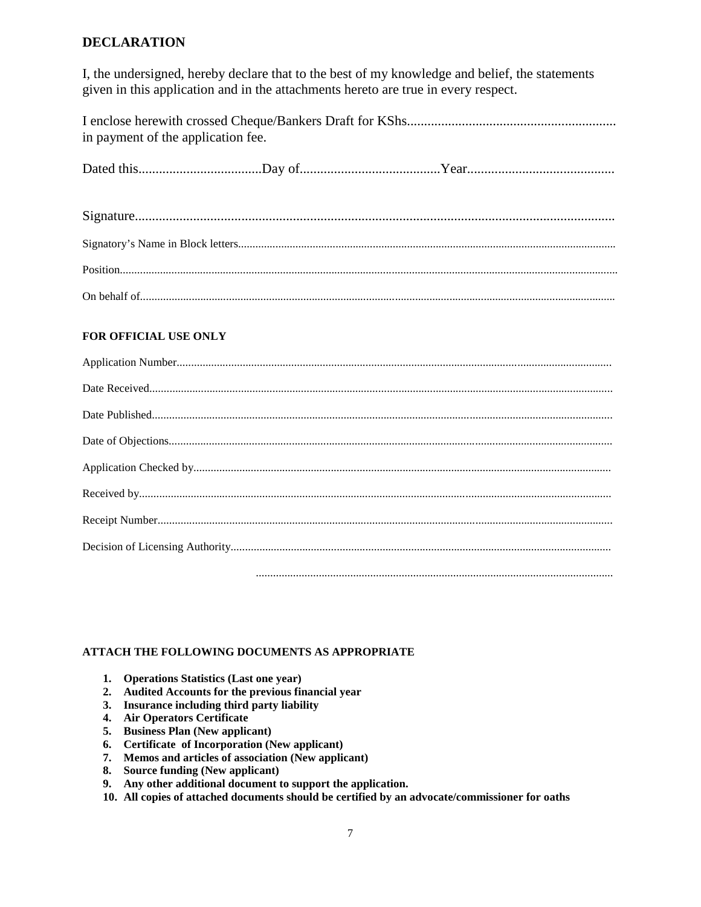## DECLARATION

I, the undersigned, hereby declare that to the best of my knowledge and belief, the statements given in this application and in the attachments hereto are true in every respect.

I enclose herewith crossed Cheque/Bankers Draft for KShs............................................................. in payment of the application fee.

Dated this....................................Day of.........................................Year...........................................

Signature.............................................................................................................................................

Signatory's Name in Block letters.................................................................................................................................

Position...........................................................................................................................................................

On behalf of...................................................................................................................................................

### FOR OFFICIAL USE ONLY

Application Number......................................................................................................................................

Date Received...............................................................................................................................................

Date Published..............................................................................................................................................

Date of Objections.........................................................................................................................................

Application Checked by................................................................................................................................

Received by...................................................................................................................................................

Receipt Number.............................................................................................................................................

Decision of Licensing Authority....................................................................................................................

............................................................................................................................

### ATTACH THE FOLLOWING DOCUMENTS AS APPROPRIATE

1. **Operations Statistics (Last one year)**
2. **Audited Accounts for the previous financial year**
3. **Insurance including third party liability**
4. **Air Operators Certificate**
5. **Business Plan (New applicant)**
6. **Certificate of Incorporation (New applicant)**
7. **Memos and articles of association (New applicant)**
8. **Source funding (New applicant)**
9. **Any other additional document to support the application.**
10. **All copies of attached documents should be certified by an advocate/commissioner for oaths**